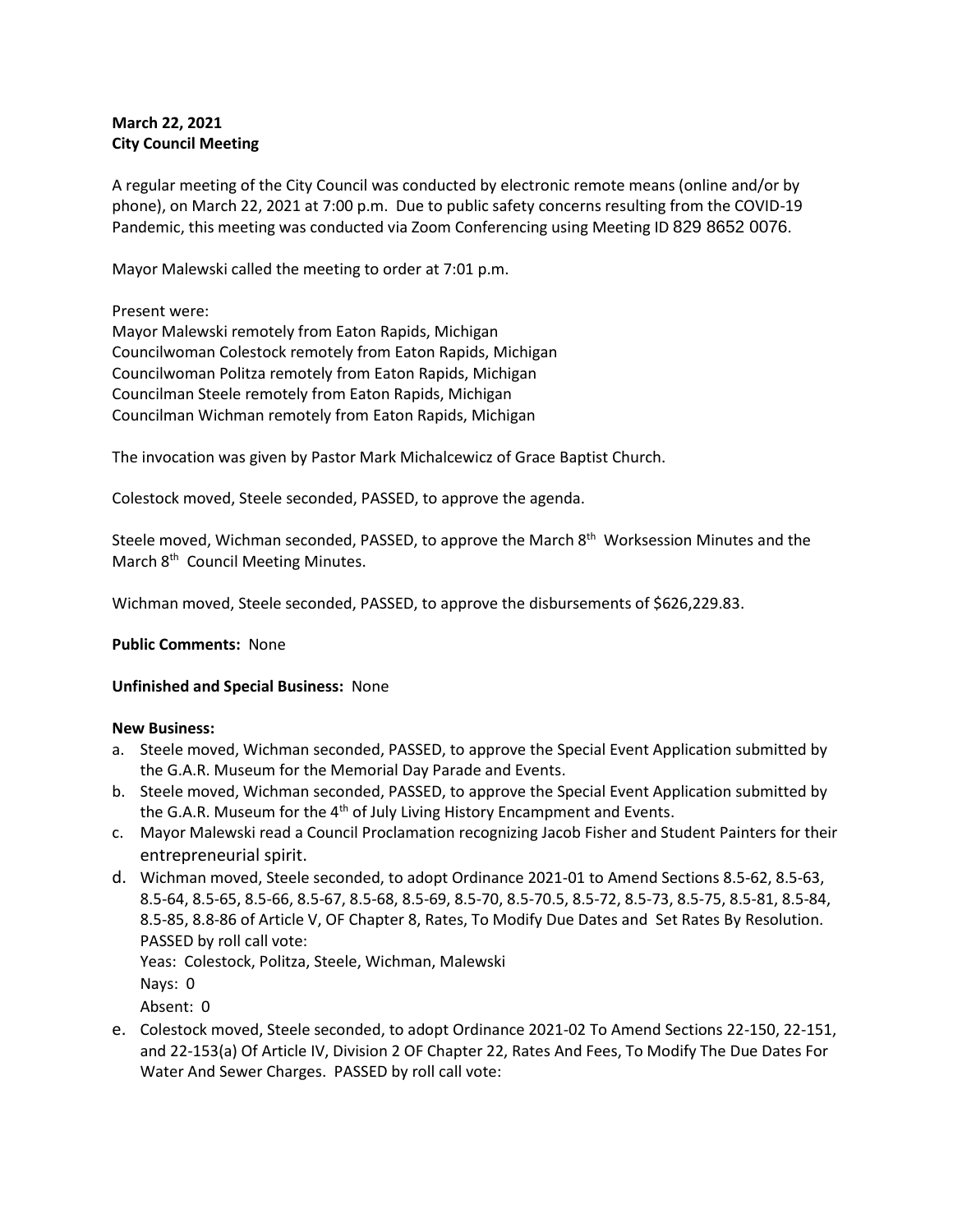**March 22, 2021**
**City Council Meeting**

A regular meeting of the City Council was conducted by electronic remote means (online and/or by phone), on March 22, 2021 at 7:00 p.m. Due to public safety concerns resulting from the COVID-19 Pandemic, this meeting was conducted via Zoom Conferencing using Meeting ID 829 8652 0076.

Mayor Malewski called the meeting to order at 7:01 p.m.

Present were:
Mayor Malewski remotely from Eaton Rapids, Michigan
Councilwoman Colestock remotely from Eaton Rapids, Michigan
Councilwoman Politza remotely from Eaton Rapids, Michigan
Councilman Steele remotely from Eaton Rapids, Michigan
Councilman Wichman remotely from Eaton Rapids, Michigan

The invocation was given by Pastor Mark Michalcewicz of Grace Baptist Church.

Colestock moved, Steele seconded, PASSED, to approve the agenda.

Steele moved, Wichman seconded, PASSED, to approve the March 8th Worksession Minutes and the March 8th Council Meeting Minutes.

Wichman moved, Steele seconded, PASSED, to approve the disbursements of $626,229.83.

**Public Comments:** None

**Unfinished and Special Business:** None

**New Business:**

a. Steele moved, Wichman seconded, PASSED, to approve the Special Event Application submitted by the G.A.R. Museum for the Memorial Day Parade and Events.
b. Steele moved, Wichman seconded, PASSED, to approve the Special Event Application submitted by the G.A.R. Museum for the 4th of July Living History Encampment and Events.
c. Mayor Malewski read a Council Proclamation recognizing Jacob Fisher and Student Painters for their entrepreneurial spirit.
d. Wichman moved, Steele seconded, to adopt Ordinance 2021-01 to Amend Sections 8.5-62, 8.5-63, 8.5-64, 8.5-65, 8.5-66, 8.5-67, 8.5-68, 8.5-69, 8.5-70, 8.5-70.5, 8.5-72, 8.5-73, 8.5-75, 8.5-81, 8.5-84, 8.5-85, 8.8-86 of Article V, OF Chapter 8, Rates, To Modify Due Dates and Set Rates By Resolution. PASSED by roll call vote:
   Yeas: Colestock, Politza, Steele, Wichman, Malewski
   Nays: 0
   Absent: 0
e. Colestock moved, Steele seconded, to adopt Ordinance 2021-02 To Amend Sections 22-150, 22-151, and 22-153(a) Of Article IV, Division 2 OF Chapter 22, Rates And Fees, To Modify The Due Dates For Water And Sewer Charges. PASSED by roll call vote: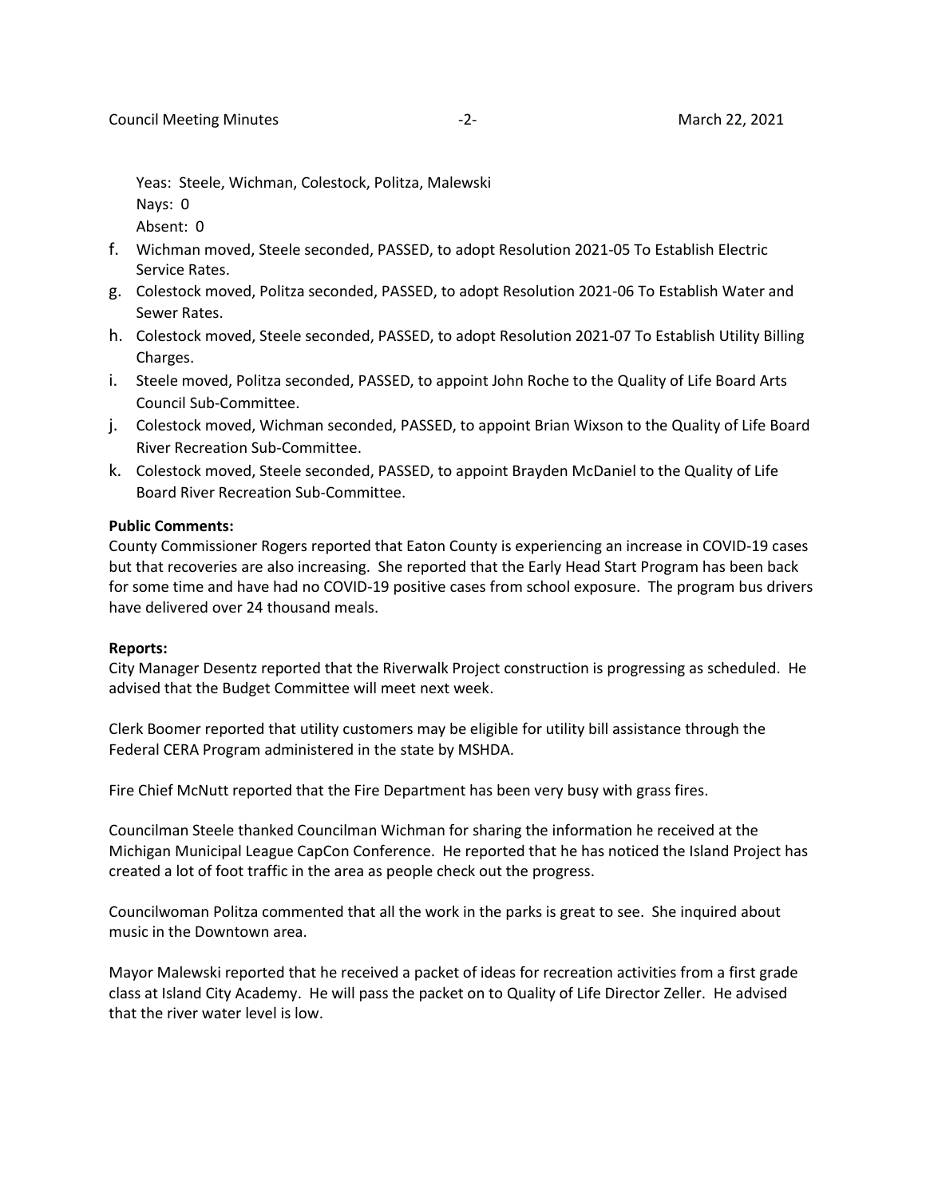Yeas: Steele, Wichman, Colestock, Politza, Malewski
Nays: 0
Absent: 0

f. Wichman moved, Steele seconded, PASSED, to adopt Resolution 2021-05 To Establish Electric Service Rates.
g. Colestock moved, Politza seconded, PASSED, to adopt Resolution 2021-06 To Establish Water and Sewer Rates.
h. Colestock moved, Steele seconded, PASSED, to adopt Resolution 2021-07 To Establish Utility Billing Charges.
i. Steele moved, Politza seconded, PASSED, to appoint John Roche to the Quality of Life Board Arts Council Sub-Committee.
j. Colestock moved, Wichman seconded, PASSED, to appoint Brian Wixson to the Quality of Life Board River Recreation Sub-Committee.
k. Colestock moved, Steele seconded, PASSED, to appoint Brayden McDaniel to the Quality of Life Board River Recreation Sub-Committee.

**Public Comments:**
County Commissioner Rogers reported that Eaton County is experiencing an increase in COVID-19 cases but that recoveries are also increasing. She reported that the Early Head Start Program has been back for some time and have had no COVID-19 positive cases from school exposure. The program bus drivers have delivered over 24 thousand meals.

**Reports:**
City Manager Desentz reported that the Riverwalk Project construction is progressing as scheduled. He advised that the Budget Committee will meet next week.

Clerk Boomer reported that utility customers may be eligible for utility bill assistance through the Federal CERA Program administered in the state by MSHDA.

Fire Chief McNutt reported that the Fire Department has been very busy with grass fires.

Councilman Steele thanked Councilman Wichman for sharing the information he received at the Michigan Municipal League CapCon Conference. He reported that he has noticed the Island Project has created a lot of foot traffic in the area as people check out the progress.

Councilwoman Politza commented that all the work in the parks is great to see. She inquired about music in the Downtown area.

Mayor Malewski reported that he received a packet of ideas for recreation activities from a first grade class at Island City Academy. He will pass the packet on to Quality of Life Director Zeller. He advised that the river water level is low.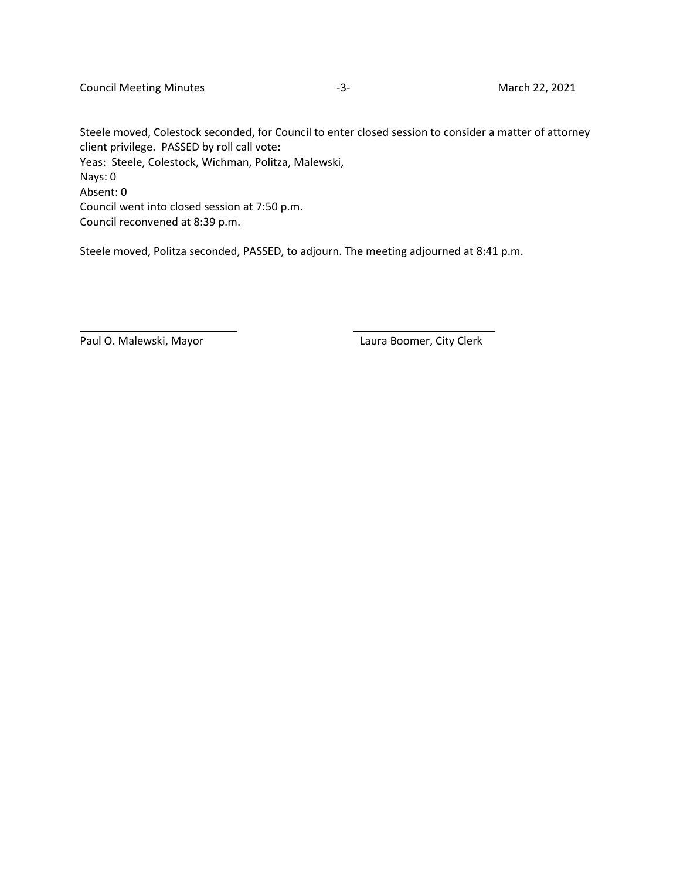Steele moved, Colestock seconded, for Council to enter closed session to consider a matter of attorney client privilege. PASSED by roll call vote:
Yeas: Steele, Colestock, Wichman, Politza, Malewski,
Nays: 0
Absent: 0
Council went into closed session at 7:50 p.m.
Council reconvened at 8:39 p.m.

Steele moved, Politza seconded, PASSED, to adjourn. The meeting adjourned at 8:41 p.m.

Paul O. Malewski, Mayor

Laura Boomer, City Clerk